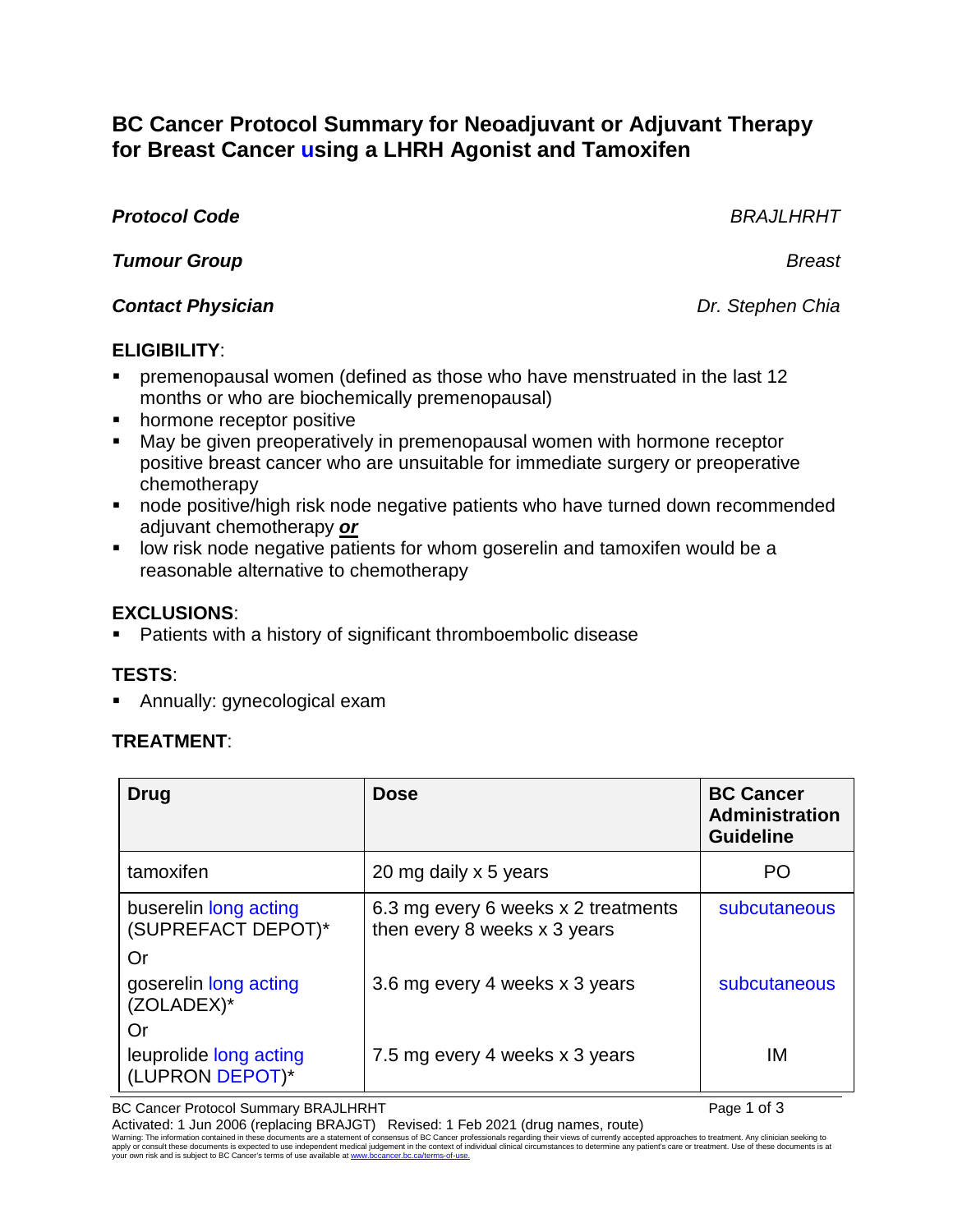# BC Cancer Protocol Summary for Neoadjuvant or Adjuvant Therapy for Breast Cancer using a LHRH Agonist and Tamoxifen

***Protocol Code*** *BRAJLHRHT*

***Tumour Group*** *Breast*

***Contact Physician*** *Dr. Stephen Chia*

**ELIGIBILITY**:

- premenopausal women (defined as those who have menstruated in the last 12 months or who are biochemically premenopausal)
- hormone receptor positive
- May be given preoperatively in premenopausal women with hormone receptor positive breast cancer who are unsuitable for immediate surgery or preoperative chemotherapy
- node positive/high risk node negative patients who have turned down recommended adjuvant chemotherapy ***or***
- low risk node negative patients for whom goserelin and tamoxifen would be a reasonable alternative to chemotherapy

**EXCLUSIONS**:

- Patients with a history of significant thromboembolic disease

**TESTS**:

- Annually: gynecological exam

**TREATMENT**:

| Drug | Dose | BC Cancer Administration Guideline |
|---|---|---|
| tamoxifen | 20 mg daily x 5 years | PO |
| buserelin long acting (SUPREFACT DEPOT)* | 6.3 mg every 6 weeks x 2 treatments then every 8 weeks x 3 years | subcutaneous |
| Or | | |
| goserelin long acting (ZOLADEX)* | 3.6 mg every 4 weeks x 3 years | subcutaneous |
| Or | | |
| leuprolide long acting (LUPRON DEPOT)* | 7.5 mg every 4 weeks x 3 years | IM |

Activated: 1 Jun 2006 (replacing BRAJGT) Revised: 1 Feb 2021 (drug names, route)

Warning: The information contained in these documents are a statement of consensus of BC Cancer professionals regarding their views of currently accepted approaches to treatment. Any clinician seeking to apply or consult these documents is expected to use independent medical judgement in the context of individual clinical circumstances to determine any patient's care or treatment. Use of these documents is at your own risk and is subject to BC Cancer's terms of use available at www.bccancer.bc.ca/terms-of-use.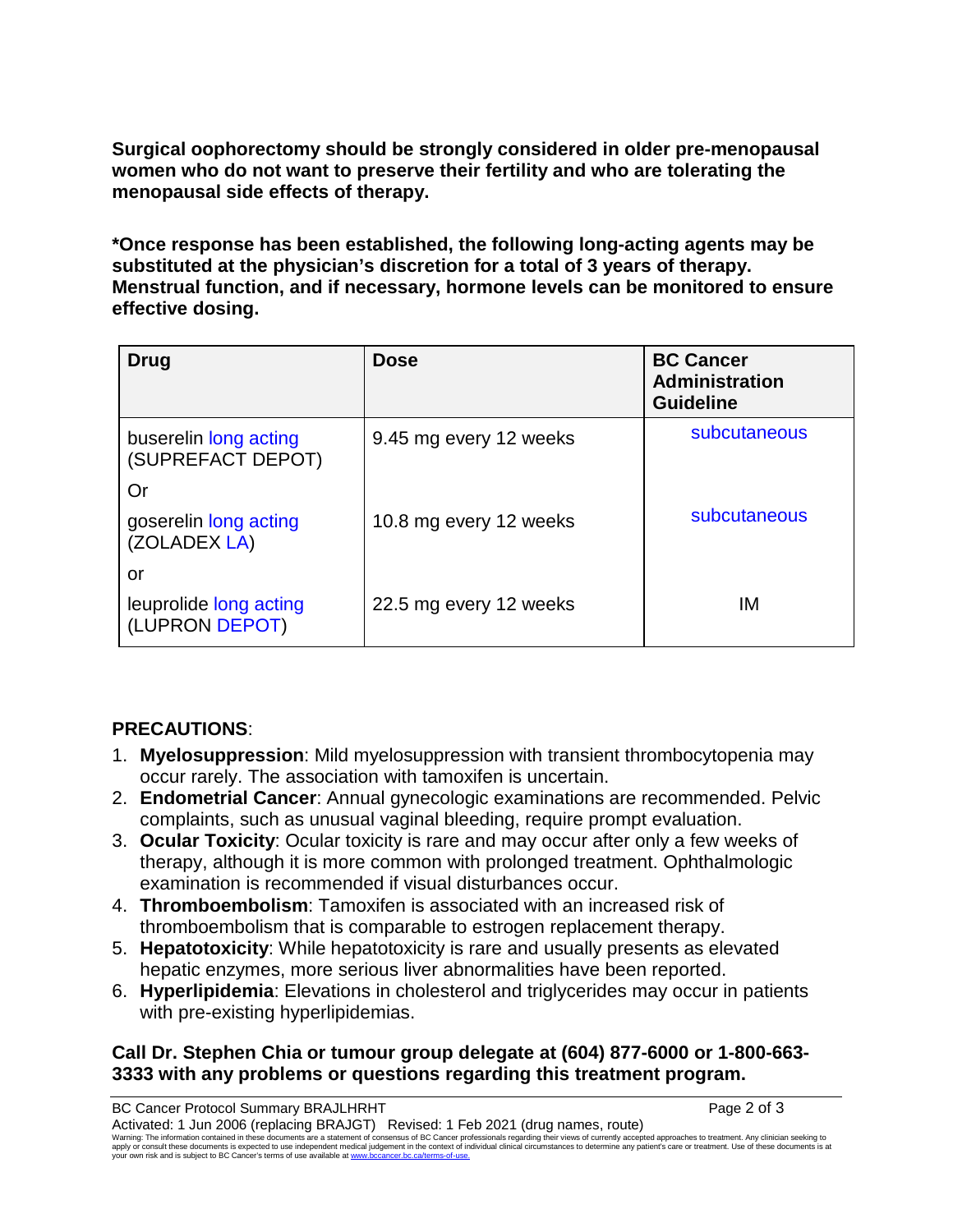**Surgical oophorectomy should be strongly considered in older pre-menopausal women who do not want to preserve their fertility and who are tolerating the menopausal side effects of therapy.**

***Once response has been established, the following long-acting agents may be substituted at the physician's discretion for a total of 3 years of therapy. Menstrual function, and if necessary, hormone levels can be monitored to ensure effective dosing.**

| Drug | Dose | BC Cancer Administration Guideline |
|---|---|---|
| buserelin long acting (SUPREFACT DEPOT) | 9.45 mg every 12 weeks | subcutaneous |
| Or | | |
| goserelin long acting (ZOLADEX LA) | 10.8 mg every 12 weeks | subcutaneous |
| or | | |
| leuprolide long acting (LUPRON DEPOT) | 22.5 mg every 12 weeks | IM |

## PRECAUTIONS:

1. **Myelosuppression**: Mild myelosuppression with transient thrombocytopenia may occur rarely. The association with tamoxifen is uncertain.
2. **Endometrial Cancer**: Annual gynecologic examinations are recommended. Pelvic complaints, such as unusual vaginal bleeding, require prompt evaluation.
3. **Ocular Toxicity**: Ocular toxicity is rare and may occur after only a few weeks of therapy, although it is more common with prolonged treatment. Ophthalmologic examination is recommended if visual disturbances occur.
4. **Thromboembolism**: Tamoxifen is associated with an increased risk of thromboembolism that is comparable to estrogen replacement therapy.
5. **Hepatotoxicity**: While hepatotoxicity is rare and usually presents as elevated hepatic enzymes, more serious liver abnormalities have been reported.
6. **Hyperlipidemia**: Elevations in cholesterol and triglycerides may occur in patients with pre-existing hyperlipidemias.

**Call Dr. Stephen Chia or tumour group delegate at (604) 877-6000 or 1-800-663-3333 with any problems or questions regarding this treatment program.**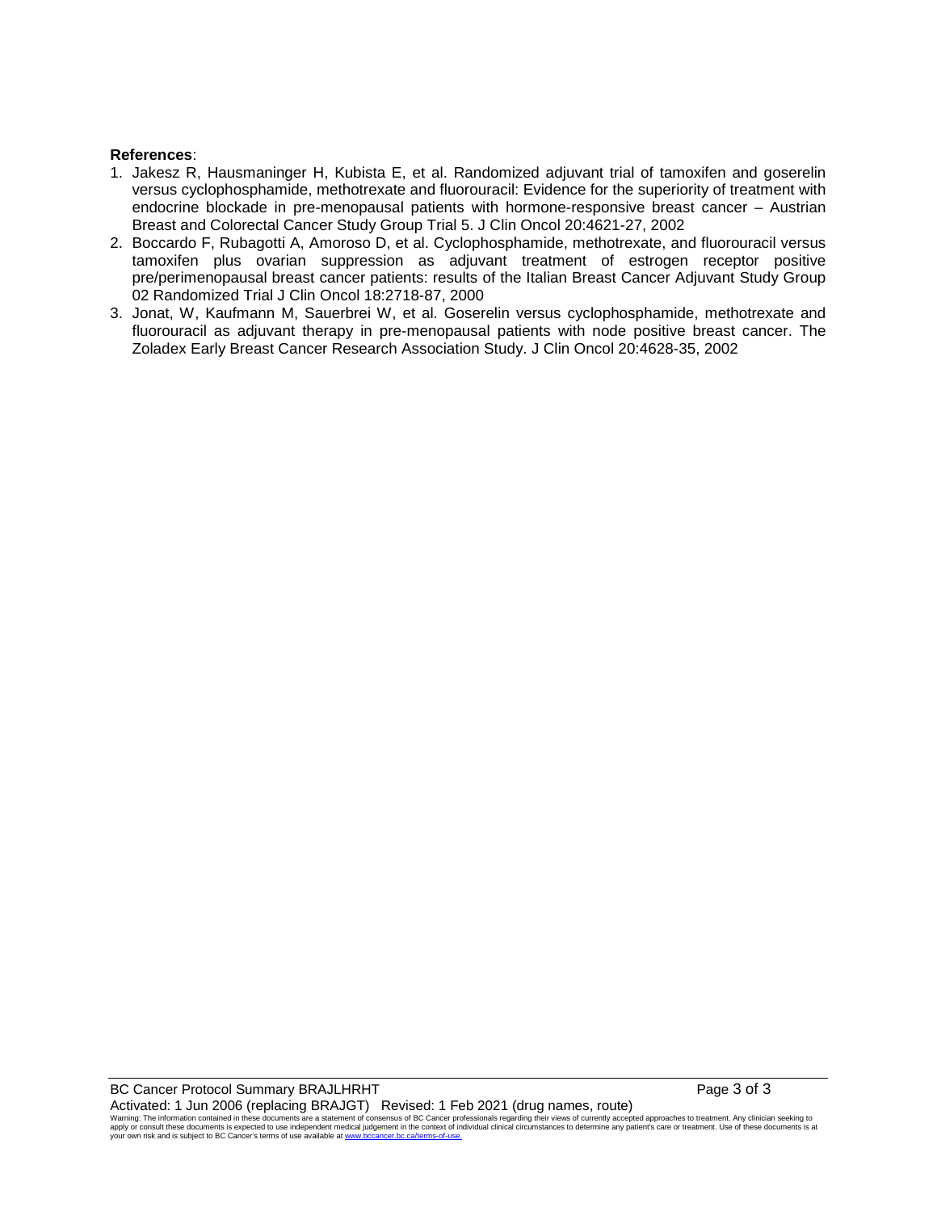**References**:

1. Jakesz R, Hausmaninger H, Kubista E, et al. Randomized adjuvant trial of tamoxifen and goserelin versus cyclophosphamide, methotrexate and fluorouracil: Evidence for the superiority of treatment with endocrine blockade in pre-menopausal patients with hormone-responsive breast cancer – Austrian Breast and Colorectal Cancer Study Group Trial 5. J Clin Oncol 20:4621-27, 2002
2. Boccardo F, Rubagotti A, Amoroso D, et al. Cyclophosphamide, methotrexate, and fluorouracil versus tamoxifen plus ovarian suppression as adjuvant treatment of estrogen receptor positive pre/perimenopausal breast cancer patients: results of the Italian Breast Cancer Adjuvant Study Group 02 Randomized Trial J Clin Oncol 18:2718-87, 2000
3. Jonat, W, Kaufmann M, Sauerbrei W, et al. Goserelin versus cyclophosphamide, methotrexate and fluorouracil as adjuvant therapy in pre-menopausal patients with node positive breast cancer. The Zoladex Early Breast Cancer Research Association Study. J Clin Oncol 20:4628-35, 2002